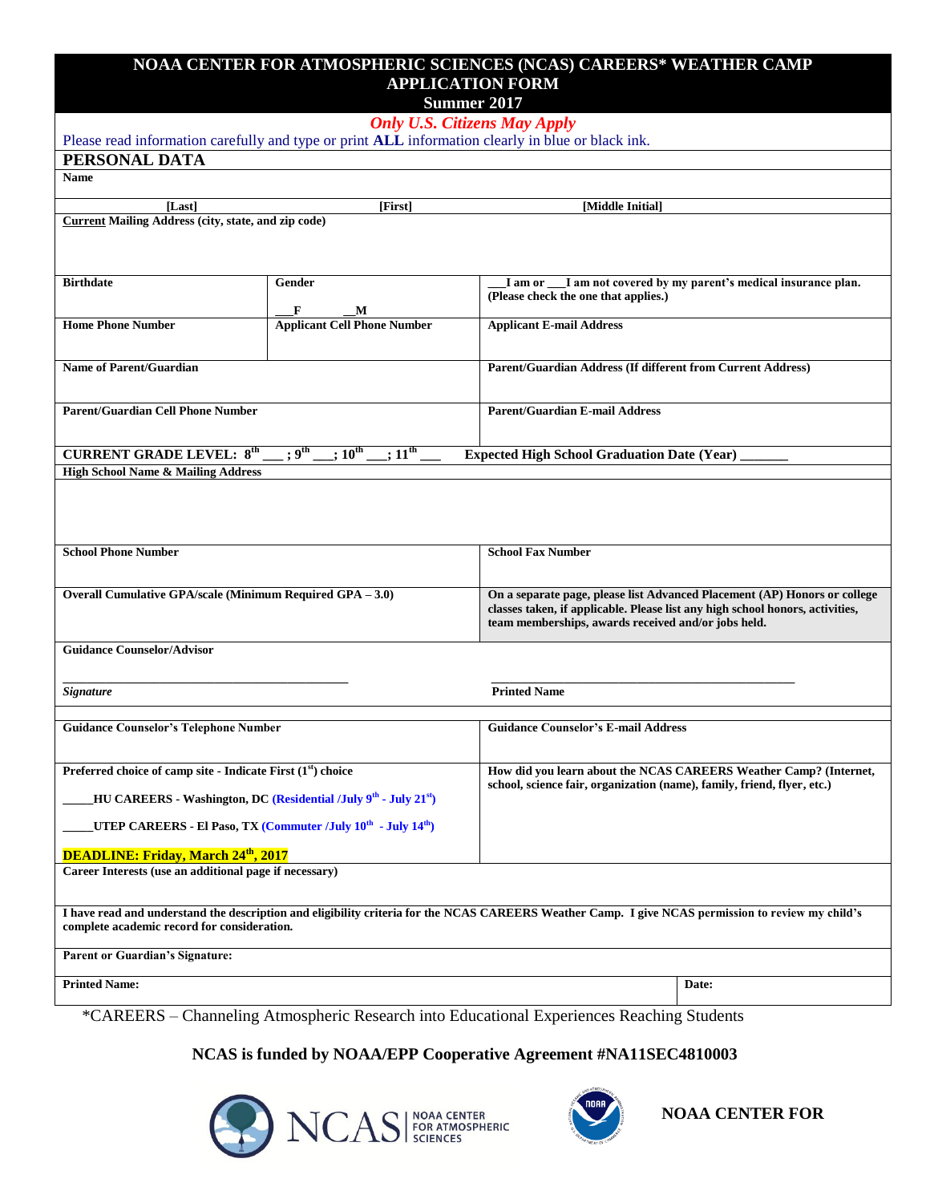# NOAA CENTER FOR ATMOSPHERIC SCIENCES (NCAS) CAREERS* WEATHER CAMP APPLICATION FORM

## Summer 2017

***Only U.S. Citizens May Apply***

Please read information carefully and type or print **ALL** information clearly in blue or black ink.

## PERSONAL DATA

**Name**

| [Last] | [First] | [Middle Initial] |
|---|---|---|
| | | |

**Current Mailing Address (city, state, and zip code)**

| | | |
|---|---|---|
| **Birthdate** | **Gender** ___F ___M | ___I am or ___I am not covered by my parent's medical insurance plan. (Please check the one that applies.) |
| **Home Phone Number** | **Applicant Cell Phone Number** | **Applicant E-mail Address** |

| | |
|---|---|
| **Name of Parent/Guardian** | **Parent/Guardian Address (If different from Current Address)** |
| **Parent/Guardian Cell Phone Number** | **Parent/Guardian E-mail Address** |

**CURRENT GRADE LEVEL: 8th ___; 9th ___; 10th ___; 11th ___** **Expected High School Graduation Date (Year) _______**

**High School Name & Mailing Address**

| | |
|---|---|
| **School Phone Number** | **School Fax Number** |
| **Overall Cumulative GPA/scale (Minimum Required GPA – 3.0)** | **On a separate page, please list Advanced Placement (AP) Honors or college classes taken, if applicable. Please list any high school honors, activities, team memberships, awards received and/or jobs held.** |

**Guidance Counselor/Advisor**

_____________________________________________ _____________________________________________

***Signature*** **Printed Name**

| | |
|---|---|
| **Guidance Counselor's Telephone Number** | **Guidance Counselor's E-mail Address** |

**Preferred choice of camp site - Indicate First (1st) choice**

_____**HU CAREERS - Washington, DC (Residential /July 9th - July 21st)**

_____**UTEP CAREERS - El Paso, TX (Commuter /July 10th - July 14th)**

**DEADLINE: Friday, March 24th, 2017**

**How did you learn about the NCAS CAREERS Weather Camp? (Internet, school, science fair, organization (name), family, friend, flyer, etc.)**

**Career Interests (use an additional page if necessary)**

**I have read and understand the description and eligibility criteria for the NCAS CAREERS Weather Camp. I give NCAS permission to review my child's complete academic record for consideration.**

**Parent or Guardian's Signature:**

**Printed Name:** **Date:**

*CAREERS – Channeling Atmospheric Research into Educational Experiences Reaching Students

**NCAS is funded by NOAA/EPP Cooperative Agreement #NA11SEC4810003**

NCAS | NOAA CENTER FOR ATMOSPHERIC SCIENCES

**NOAA CENTER FOR**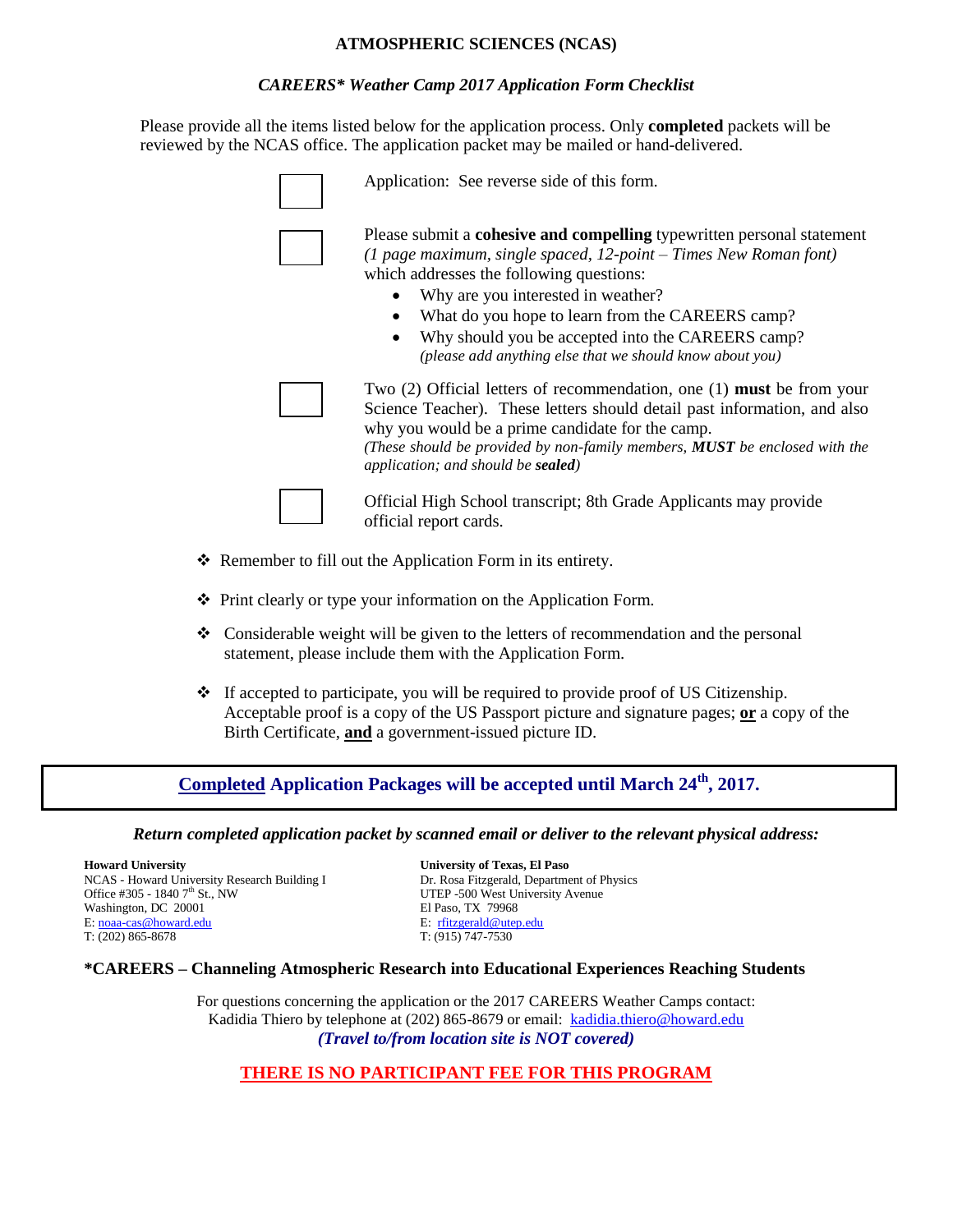**ATMOSPHERIC SCIENCES (NCAS)**

***CAREERS* Weather Camp 2017 Application Form Checklist***

Please provide all the items listed below for the application process. Only **completed** packets will be reviewed by the NCAS office. The application packet may be mailed or hand-delivered.

☐ Application: See reverse side of this form.

☐ Please submit a **cohesive and compelling** typewritten personal statement *(1 page maximum, single spaced, 12-point – Times New Roman font)* which addresses the following questions:

- Why are you interested in weather?
- What do you hope to learn from the CAREERS camp?
- Why should you be accepted into the CAREERS camp?
  *(please add anything else that we should know about you)*

☐ Two (2) Official letters of recommendation, one (1) **must** be from your Science Teacher). These letters should detail past information, and also why you would be a prime candidate for the camp.
*(These should be provided by non-family members, **MUST** be enclosed with the application; and should be **sealed**)*

☐ Official High School transcript; 8th Grade Applicants may provide official report cards.

- ❖ Remember to fill out the Application Form in its entirety.
- ❖ Print clearly or type your information on the Application Form.
- ❖ Considerable weight will be given to the letters of recommendation and the personal statement, please include them with the Application Form.
- ❖ If accepted to participate, you will be required to provide proof of US Citizenship. Acceptable proof is a copy of the US Passport picture and signature pages; **or** a copy of the Birth Certificate, **and** a government-issued picture ID.

**Completed Application Packages will be accepted until March 24th, 2017.**

***Return completed application packet by scanned email or deliver to the relevant physical address:***

**Howard University**
NCAS - Howard University Research Building I
Office #305 - 1840 7th St., NW
Washington, DC 20001
E: noaa-cas@howard.edu
T: (202) 865-8678

**University of Texas, El Paso**
Dr. Rosa Fitzgerald, Department of Physics
UTEP -500 West University Avenue
El Paso, TX 79968
E: rfitzgerald@utep.edu
T: (915) 747-7530

**\*CAREERS – Channeling Atmospheric Research into Educational Experiences Reaching Students**

For questions concerning the application or the 2017 CAREERS Weather Camps contact:
Kadidia Thiero by telephone at (202) 865-8679 or email: kadidia.thiero@howard.edu
***(Travel to/from location site is NOT covered)***

**THERE IS NO PARTICIPANT FEE FOR THIS PROGRAM**